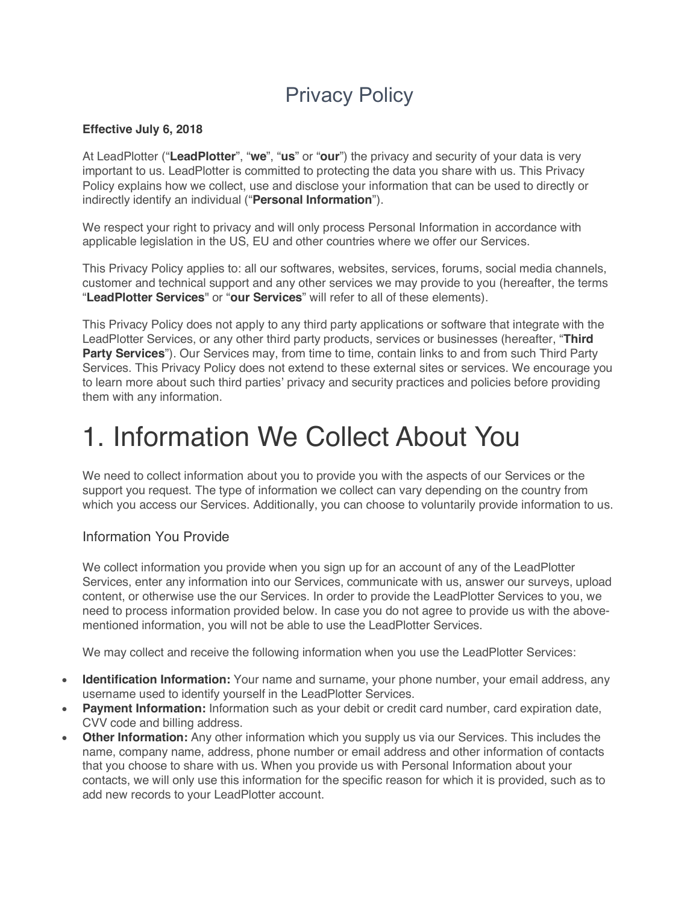# Privacy Policy

**Effective July 6, 2018**

At LeadPlotter ("**LeadPlotter**", "**we**", "**us**" or "**our**") the privacy and security of your data is very important to us. LeadPlotter is committed to protecting the data you share with us. This Privacy Policy explains how we collect, use and disclose your information that can be used to directly or indirectly identify an individual ("**Personal Information**").

We respect your right to privacy and will only process Personal Information in accordance with applicable legislation in the US, EU and other countries where we offer our Services.

This Privacy Policy applies to: all our softwares, websites, services, forums, social media channels, customer and technical support and any other services we may provide to you (hereafter, the terms "**LeadPlotter Services**" or "**our Services**" will refer to all of these elements).

This Privacy Policy does not apply to any third party applications or software that integrate with the LeadPlotter Services, or any other third party products, services or businesses (hereafter, "**Third Party Services**"). Our Services may, from time to time, contain links to and from such Third Party Services. This Privacy Policy does not extend to these external sites or services. We encourage you to learn more about such third parties' privacy and security practices and policies before providing them with any information.

# 1. Information We Collect About You

We need to collect information about you to provide you with the aspects of our Services or the support you request. The type of information we collect can vary depending on the country from which you access our Services. Additionally, you can choose to voluntarily provide information to us.

## Information You Provide

We collect information you provide when you sign up for an account of any of the LeadPlotter Services, enter any information into our Services, communicate with us, answer our surveys, upload content, or otherwise use the our Services. In order to provide the LeadPlotter Services to you, we need to process information provided below. In case you do not agree to provide us with the above-mentioned information, you will not be able to use the LeadPlotter Services.

We may collect and receive the following information when you use the LeadPlotter Services:

- **Identification Information:** Your name and surname, your phone number, your email address, any username used to identify yourself in the LeadPlotter Services.
- **Payment Information:** Information such as your debit or credit card number, card expiration date, CVV code and billing address.
- **Other Information:** Any other information which you supply us via our Services. This includes the name, company name, address, phone number or email address and other information of contacts that you choose to share with us. When you provide us with Personal Information about your contacts, we will only use this information for the specific reason for which it is provided, such as to add new records to your LeadPlotter account.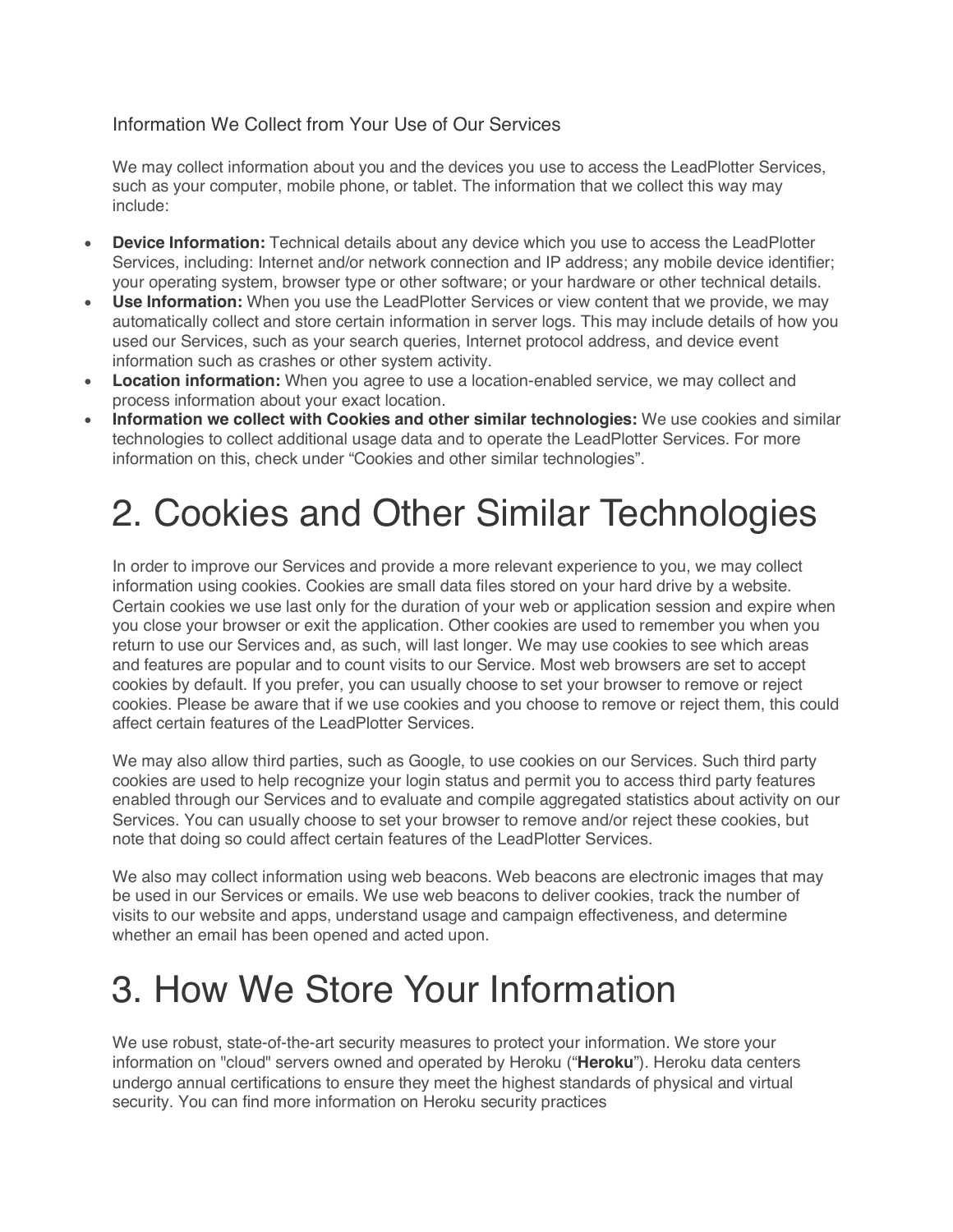### Information We Collect from Your Use of Our Services

We may collect information about you and the devices you use to access the LeadPlotter Services, such as your computer, mobile phone, or tablet. The information that we collect this way may include:

- **Device Information:** Technical details about any device which you use to access the LeadPlotter Services, including: Internet and/or network connection and IP address; any mobile device identifier; your operating system, browser type or other software; or your hardware or other technical details.
- **Use Information:** When you use the LeadPlotter Services or view content that we provide, we may automatically collect and store certain information in server logs. This may include details of how you used our Services, such as your search queries, Internet protocol address, and device event information such as crashes or other system activity.
- **Location information:** When you agree to use a location-enabled service, we may collect and process information about your exact location.
- **Information we collect with Cookies and other similar technologies:** We use cookies and similar technologies to collect additional usage data and to operate the LeadPlotter Services. For more information on this, check under "Cookies and other similar technologies".

# 2. Cookies and Other Similar Technologies

In order to improve our Services and provide a more relevant experience to you, we may collect information using cookies. Cookies are small data files stored on your hard drive by a website. Certain cookies we use last only for the duration of your web or application session and expire when you close your browser or exit the application. Other cookies are used to remember you when you return to use our Services and, as such, will last longer. We may use cookies to see which areas and features are popular and to count visits to our Service. Most web browsers are set to accept cookies by default. If you prefer, you can usually choose to set your browser to remove or reject cookies. Please be aware that if we use cookies and you choose to remove or reject them, this could affect certain features of the LeadPlotter Services.

We may also allow third parties, such as Google, to use cookies on our Services. Such third party cookies are used to help recognize your login status and permit you to access third party features enabled through our Services and to evaluate and compile aggregated statistics about activity on our Services. You can usually choose to set your browser to remove and/or reject these cookies, but note that doing so could affect certain features of the LeadPlotter Services.

We also may collect information using web beacons. Web beacons are electronic images that may be used in our Services or emails. We use web beacons to deliver cookies, track the number of visits to our website and apps, understand usage and campaign effectiveness, and determine whether an email has been opened and acted upon.

# 3. How We Store Your Information

We use robust, state-of-the-art security measures to protect your information. We store your information on "cloud" servers owned and operated by Heroku ("**Heroku**"). Heroku data centers undergo annual certifications to ensure they meet the highest standards of physical and virtual security. You can find more information on Heroku security practices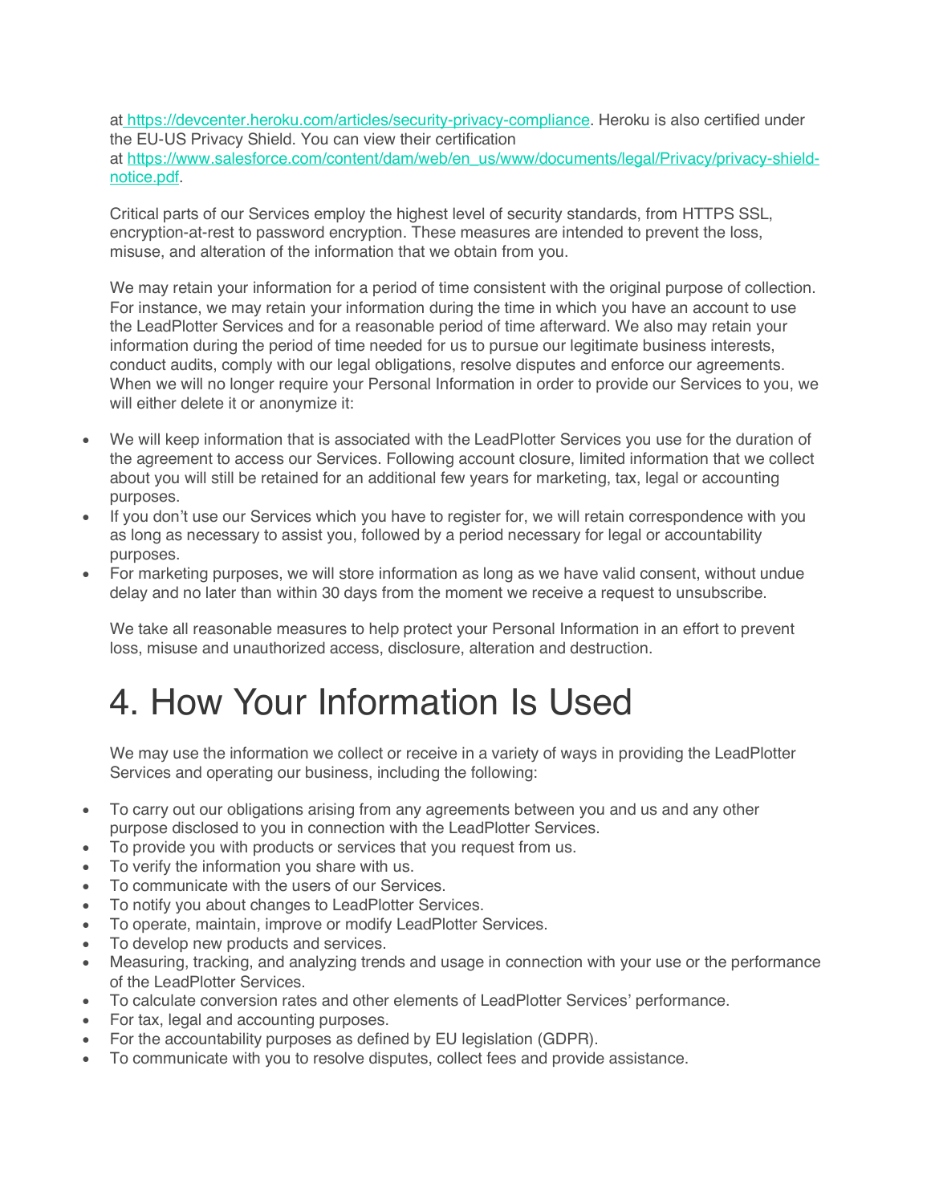at [https://devcenter.heroku.com/articles/security-privacy-compliance](https://devcenter.heroku.com/articles/security-privacy-compliance). Heroku is also certified under the EU-US Privacy Shield. You can view their certification at [https://www.salesforce.com/content/dam/web/en_us/www/documents/legal/Privacy/privacy-shield-notice.pdf](https://www.salesforce.com/content/dam/web/en_us/www/documents/legal/Privacy/privacy-shield-notice.pdf).

Critical parts of our Services employ the highest level of security standards, from HTTPS SSL, encryption-at-rest to password encryption. These measures are intended to prevent the loss, misuse, and alteration of the information that we obtain from you.

We may retain your information for a period of time consistent with the original purpose of collection. For instance, we may retain your information during the time in which you have an account to use the LeadPlotter Services and for a reasonable period of time afterward. We also may retain your information during the period of time needed for us to pursue our legitimate business interests, conduct audits, comply with our legal obligations, resolve disputes and enforce our agreements. When we will no longer require your Personal Information in order to provide our Services to you, we will either delete it or anonymize it:

- We will keep information that is associated with the LeadPlotter Services you use for the duration of the agreement to access our Services. Following account closure, limited information that we collect about you will still be retained for an additional few years for marketing, tax, legal or accounting purposes.
- If you don't use our Services which you have to register for, we will retain correspondence with you as long as necessary to assist you, followed by a period necessary for legal or accountability purposes.
- For marketing purposes, we will store information as long as we have valid consent, without undue delay and no later than within 30 days from the moment we receive a request to unsubscribe.

We take all reasonable measures to help protect your Personal Information in an effort to prevent loss, misuse and unauthorized access, disclosure, alteration and destruction.

# 4. How Your Information Is Used

We may use the information we collect or receive in a variety of ways in providing the LeadPlotter Services and operating our business, including the following:

- To carry out our obligations arising from any agreements between you and us and any other purpose disclosed to you in connection with the LeadPlotter Services.
- To provide you with products or services that you request from us.
- To verify the information you share with us.
- To communicate with the users of our Services.
- To notify you about changes to LeadPlotter Services.
- To operate, maintain, improve or modify LeadPlotter Services.
- To develop new products and services.
- Measuring, tracking, and analyzing trends and usage in connection with your use or the performance of the LeadPlotter Services.
- To calculate conversion rates and other elements of LeadPlotter Services' performance.
- For tax, legal and accounting purposes.
- For the accountability purposes as defined by EU legislation (GDPR).
- To communicate with you to resolve disputes, collect fees and provide assistance.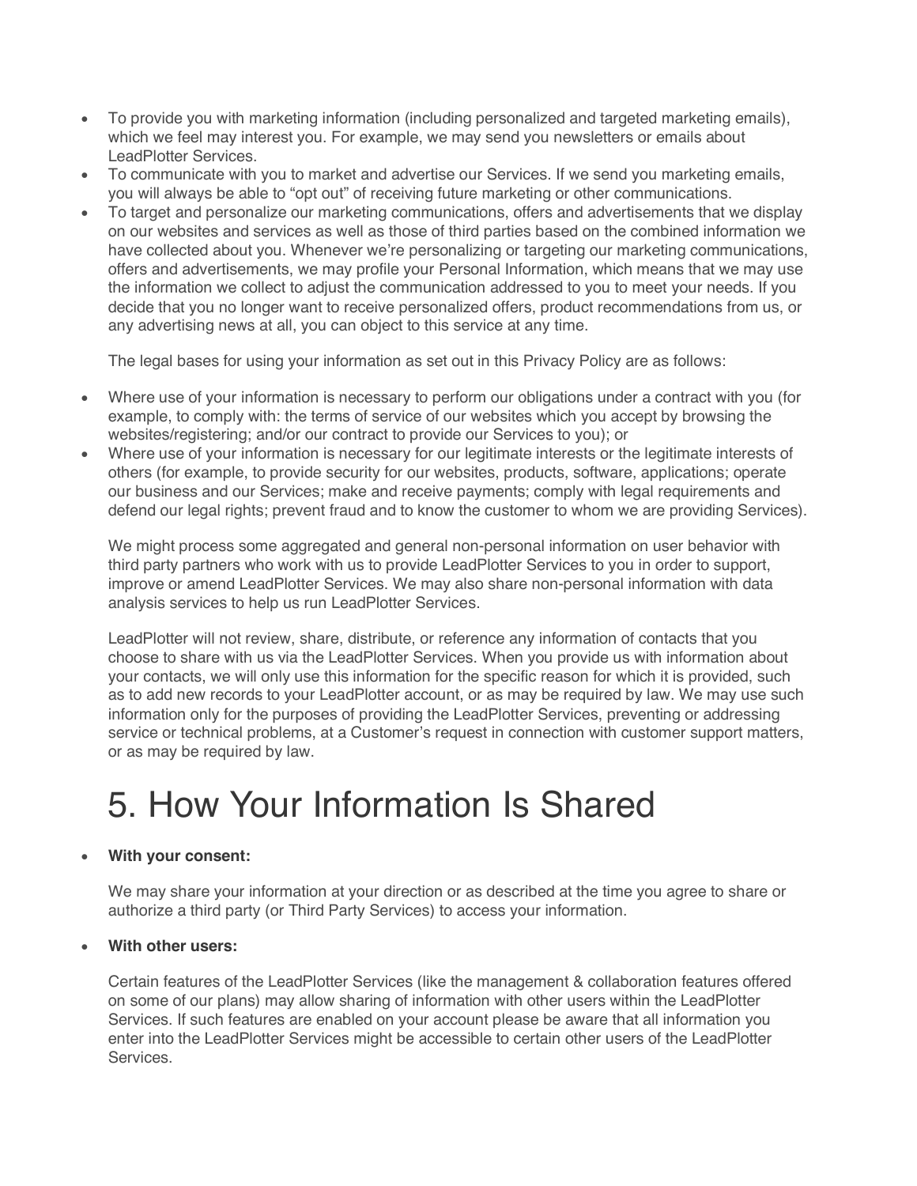- To provide you with marketing information (including personalized and targeted marketing emails), which we feel may interest you. For example, we may send you newsletters or emails about LeadPlotter Services.
- To communicate with you to market and advertise our Services. If we send you marketing emails, you will always be able to "opt out" of receiving future marketing or other communications.
- To target and personalize our marketing communications, offers and advertisements that we display on our websites and services as well as those of third parties based on the combined information we have collected about you. Whenever we're personalizing or targeting our marketing communications, offers and advertisements, we may profile your Personal Information, which means that we may use the information we collect to adjust the communication addressed to you to meet your needs. If you decide that you no longer want to receive personalized offers, product recommendations from us, or any advertising news at all, you can object to this service at any time.

  The legal bases for using your information as set out in this Privacy Policy are as follows:

- Where use of your information is necessary to perform our obligations under a contract with you (for example, to comply with: the terms of service of our websites which you accept by browsing the websites/registering; and/or our contract to provide our Services to you); or
- Where use of your information is necessary for our legitimate interests or the legitimate interests of others (for example, to provide security for our websites, products, software, applications; operate our business and our Services; make and receive payments; comply with legal requirements and defend our legal rights; prevent fraud and to know the customer to whom we are providing Services).

  We might process some aggregated and general non-personal information on user behavior with third party partners who work with us to provide LeadPlotter Services to you in order to support, improve or amend LeadPlotter Services. We may also share non-personal information with data analysis services to help us run LeadPlotter Services.

  LeadPlotter will not review, share, distribute, or reference any information of contacts that you choose to share with us via the LeadPlotter Services. When you provide us with information about your contacts, we will only use this information for the specific reason for which it is provided, such as to add new records to your LeadPlotter account, or as may be required by law. We may use such information only for the purposes of providing the LeadPlotter Services, preventing or addressing service or technical problems, at a Customer's request in connection with customer support matters, or as may be required by law.

# 5. How Your Information Is Shared

- **With your consent:**

  We may share your information at your direction or as described at the time you agree to share or authorize a third party (or Third Party Services) to access your information.

- **With other users:**

  Certain features of the LeadPlotter Services (like the management & collaboration features offered on some of our plans) may allow sharing of information with other users within the LeadPlotter Services. If such features are enabled on your account please be aware that all information you enter into the LeadPlotter Services might be accessible to certain other users of the LeadPlotter Services.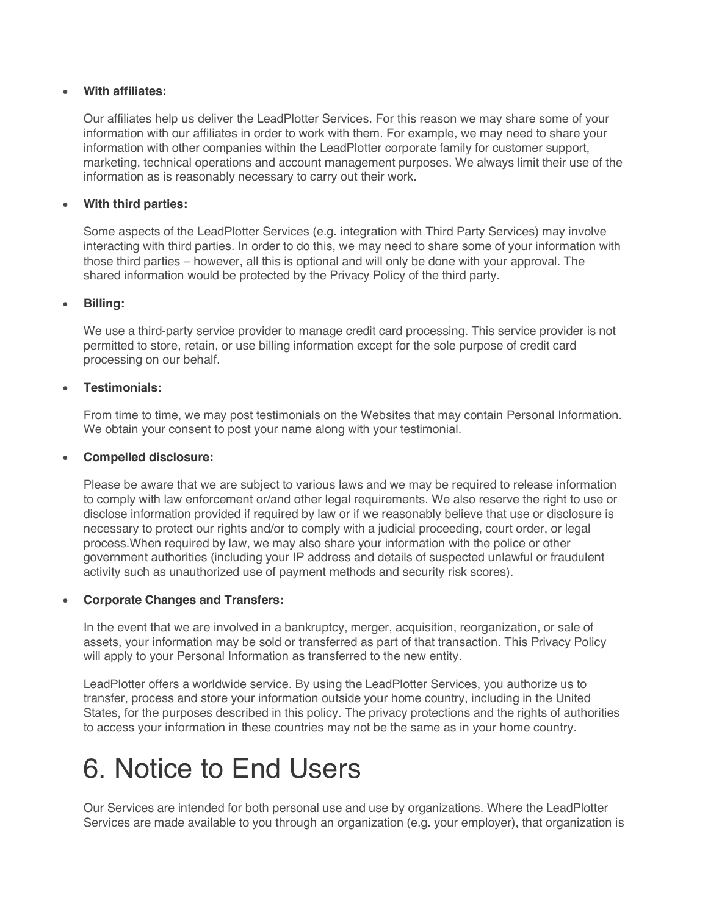- **With affiliates:**

  Our affiliates help us deliver the LeadPlotter Services. For this reason we may share some of your information with our affiliates in order to work with them. For example, we may need to share your information with other companies within the LeadPlotter corporate family for customer support, marketing, technical operations and account management purposes. We always limit their use of the information as is reasonably necessary to carry out their work.

- **With third parties:**

  Some aspects of the LeadPlotter Services (e.g. integration with Third Party Services) may involve interacting with third parties. In order to do this, we may need to share some of your information with those third parties – however, all this is optional and will only be done with your approval. The shared information would be protected by the Privacy Policy of the third party.

- **Billing:**

  We use a third-party service provider to manage credit card processing. This service provider is not permitted to store, retain, or use billing information except for the sole purpose of credit card processing on our behalf.

- **Testimonials:**

  From time to time, we may post testimonials on the Websites that may contain Personal Information. We obtain your consent to post your name along with your testimonial.

- **Compelled disclosure:**

  Please be aware that we are subject to various laws and we may be required to release information to comply with law enforcement or/and other legal requirements. We also reserve the right to use or disclose information provided if required by law or if we reasonably believe that use or disclosure is necessary to protect our rights and/or to comply with a judicial proceeding, court order, or legal process.When required by law, we may also share your information with the police or other government authorities (including your IP address and details of suspected unlawful or fraudulent activity such as unauthorized use of payment methods and security risk scores).

- **Corporate Changes and Transfers:**

  In the event that we are involved in a bankruptcy, merger, acquisition, reorganization, or sale of assets, your information may be sold or transferred as part of that transaction. This Privacy Policy will apply to your Personal Information as transferred to the new entity.

  LeadPlotter offers a worldwide service. By using the LeadPlotter Services, you authorize us to transfer, process and store your information outside your home country, including in the United States, for the purposes described in this policy. The privacy protections and the rights of authorities to access your information in these countries may not be the same as in your home country.

# 6. Notice to End Users

Our Services are intended for both personal use and use by organizations. Where the LeadPlotter Services are made available to you through an organization (e.g. your employer), that organization is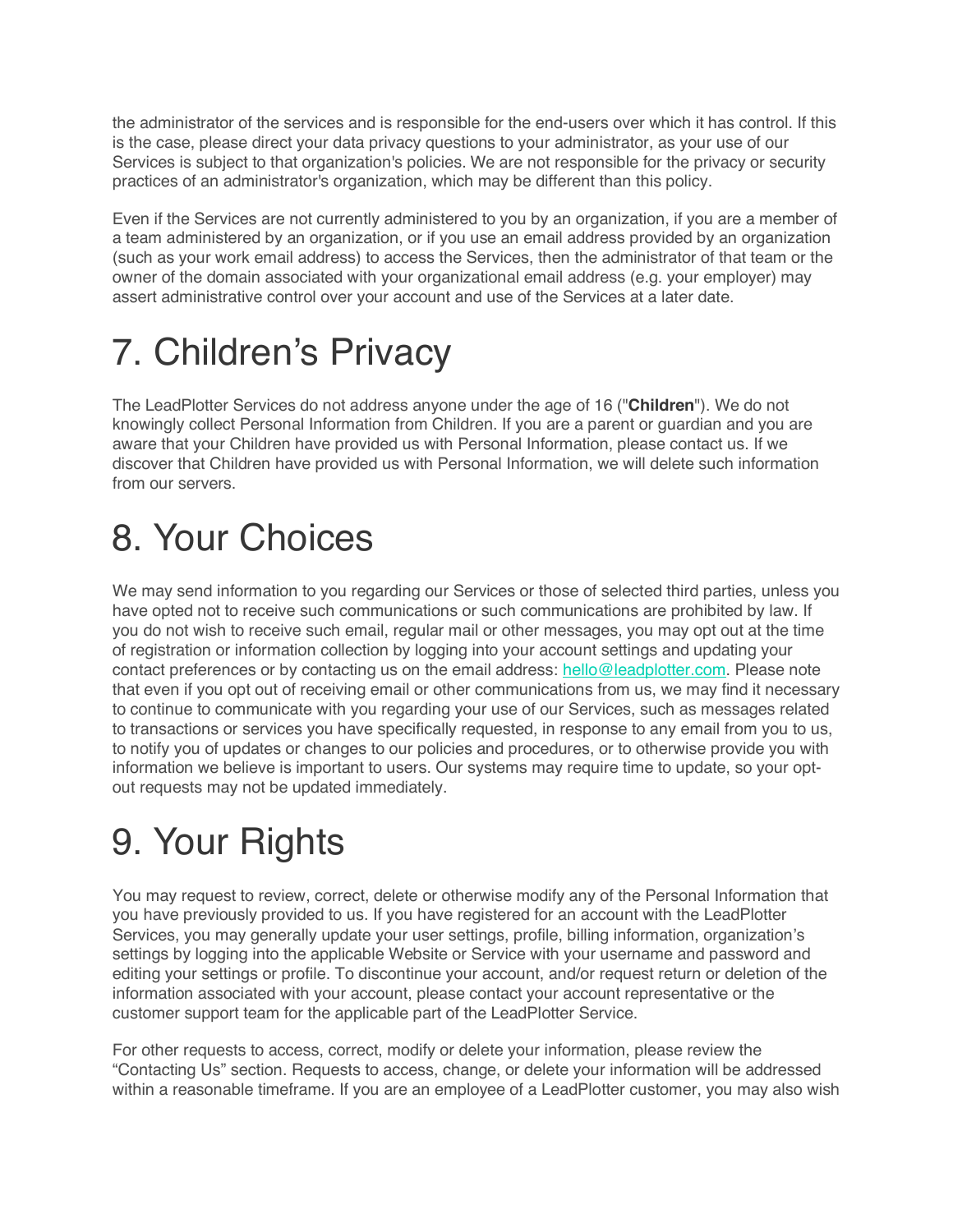the administrator of the services and is responsible for the end-users over which it has control. If this is the case, please direct your data privacy questions to your administrator, as your use of our Services is subject to that organization's policies. We are not responsible for the privacy or security practices of an administrator's organization, which may be different than this policy.

Even if the Services are not currently administered to you by an organization, if you are a member of a team administered by an organization, or if you use an email address provided by an organization (such as your work email address) to access the Services, then the administrator of that team or the owner of the domain associated with your organizational email address (e.g. your employer) may assert administrative control over your account and use of the Services at a later date.

# 7. Children's Privacy

The LeadPlotter Services do not address anyone under the age of 16 ("**Children**"). We do not knowingly collect Personal Information from Children. If you are a parent or guardian and you are aware that your Children have provided us with Personal Information, please contact us. If we discover that Children have provided us with Personal Information, we will delete such information from our servers.

# 8. Your Choices

We may send information to you regarding our Services or those of selected third parties, unless you have opted not to receive such communications or such communications are prohibited by law. If you do not wish to receive such email, regular mail or other messages, you may opt out at the time of registration or information collection by logging into your account settings and updating your contact preferences or by contacting us on the email address: [hello@leadplotter.com](mailto:hello@leadplotter.com). Please note that even if you opt out of receiving email or other communications from us, we may find it necessary to continue to communicate with you regarding your use of our Services, such as messages related to transactions or services you have specifically requested, in response to any email from you to us, to notify you of updates or changes to our policies and procedures, or to otherwise provide you with information we believe is important to users. Our systems may require time to update, so your opt-out requests may not be updated immediately.

# 9. Your Rights

You may request to review, correct, delete or otherwise modify any of the Personal Information that you have previously provided to us. If you have registered for an account with the LeadPlotter Services, you may generally update your user settings, profile, billing information, organization's settings by logging into the applicable Website or Service with your username and password and editing your settings or profile. To discontinue your account, and/or request return or deletion of the information associated with your account, please contact your account representative or the customer support team for the applicable part of the LeadPlotter Service.

For other requests to access, correct, modify or delete your information, please review the "Contacting Us" section. Requests to access, change, or delete your information will be addressed within a reasonable timeframe. If you are an employee of a LeadPlotter customer, you may also wish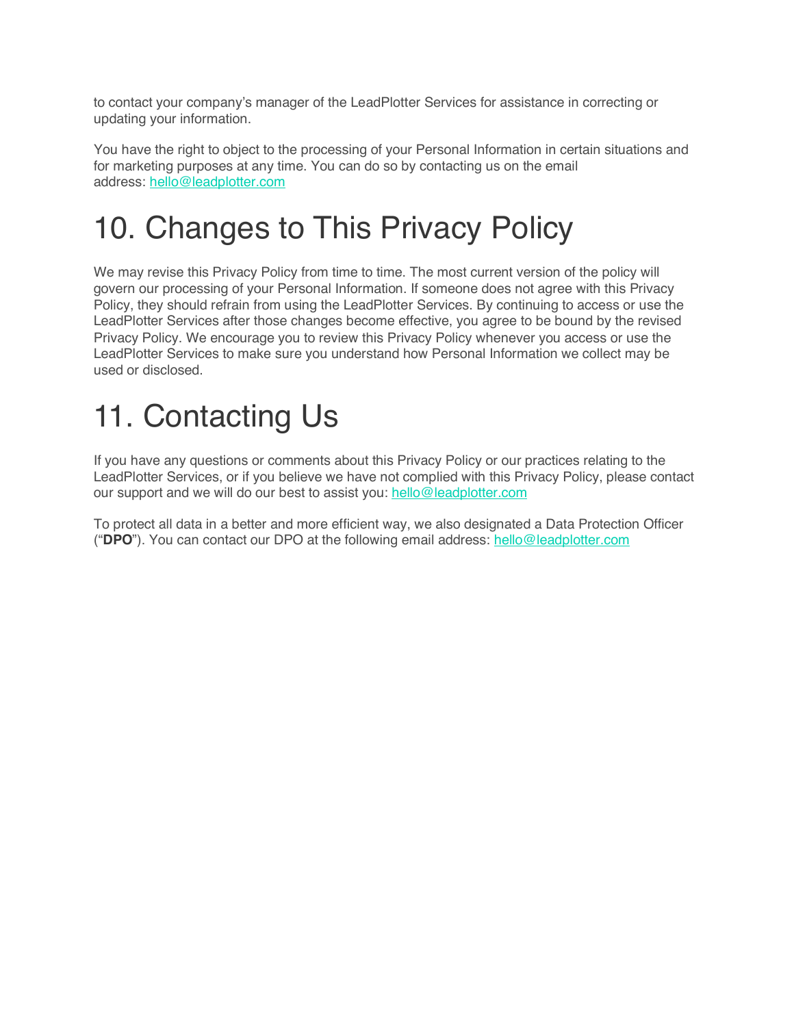to contact your company's manager of the LeadPlotter Services for assistance in correcting or updating your information.

You have the right to object to the processing of your Personal Information in certain situations and for marketing purposes at any time. You can do so by contacting us on the email address: hello@leadplotter.com

# 10. Changes to This Privacy Policy

We may revise this Privacy Policy from time to time. The most current version of the policy will govern our processing of your Personal Information. If someone does not agree with this Privacy Policy, they should refrain from using the LeadPlotter Services. By continuing to access or use the LeadPlotter Services after those changes become effective, you agree to be bound by the revised Privacy Policy. We encourage you to review this Privacy Policy whenever you access or use the LeadPlotter Services to make sure you understand how Personal Information we collect may be used or disclosed.

# 11. Contacting Us

If you have any questions or comments about this Privacy Policy or our practices relating to the LeadPlotter Services, or if you believe we have not complied with this Privacy Policy, please contact our support and we will do our best to assist you: hello@leadplotter.com

To protect all data in a better and more efficient way, we also designated a Data Protection Officer ("**DPO**"). You can contact our DPO at the following email address: hello@leadplotter.com